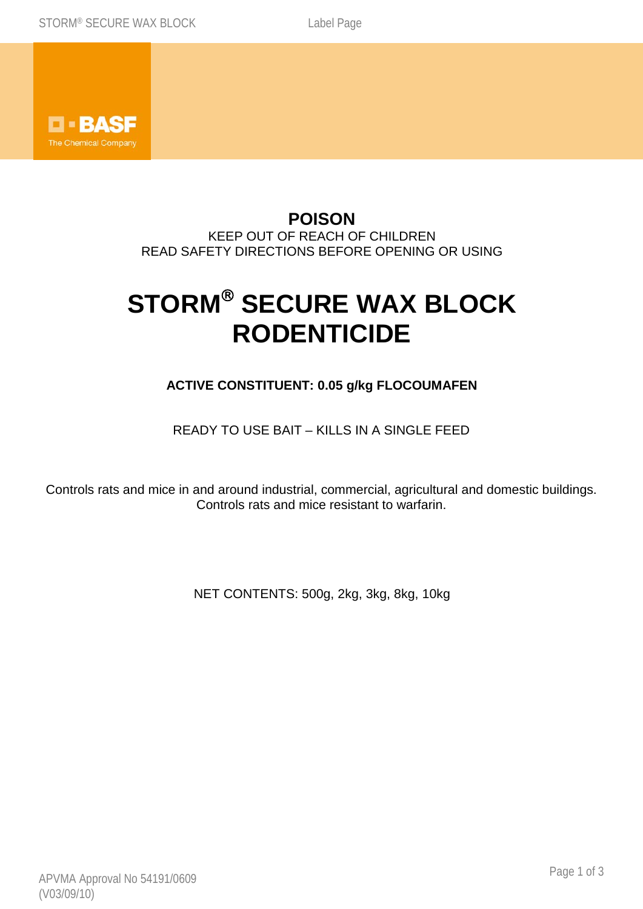**POISON**

KEEP OUT OF REACH OF CHILDREN

READ SAFETY DIRECTIONS BEFORE OPENING OR USING

# STORM® SECURE WAX BLOCK RODENTICIDE

**ACTIVE CONSTITUENT: 0.05 g/kg FLOCOUMAFEN**

READY TO USE BAIT – KILLS IN A SINGLE FEED

Controls rats and mice in and around industrial, commercial, agricultural and domestic buildings.
Controls rats and mice resistant to warfarin.

NET CONTENTS: 500g, 2kg, 3kg, 8kg, 10kg

APVMA Approval No 54191/0609
(V03/09/10)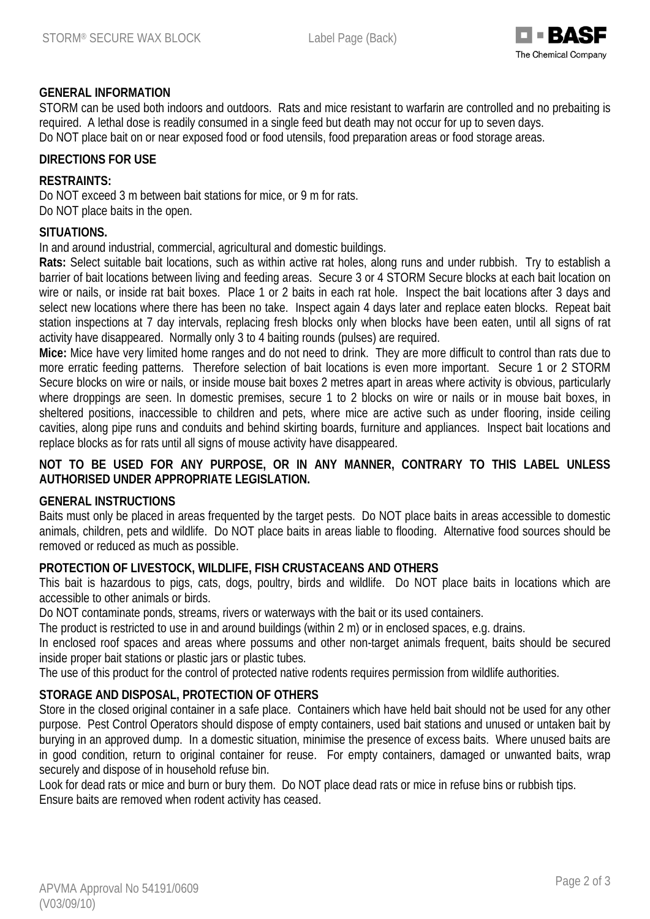## GENERAL INFORMATION

STORM can be used both indoors and outdoors. Rats and mice resistant to warfarin are controlled and no prebaiting is required. A lethal dose is readily consumed in a single feed but death may not occur for up to seven days.
Do NOT place bait on or near exposed food or food utensils, food preparation areas or food storage areas.

## DIRECTIONS FOR USE

### RESTRAINTS:

Do NOT exceed 3 m between bait stations for mice, or 9 m for rats.
Do NOT place baits in the open.

### SITUATIONS.

In and around industrial, commercial, agricultural and domestic buildings.

**Rats:** Select suitable bait locations, such as within active rat holes, along runs and under rubbish. Try to establish a barrier of bait locations between living and feeding areas. Secure 3 or 4 STORM Secure blocks at each bait location on wire or nails, or inside rat bait boxes. Place 1 or 2 baits in each rat hole. Inspect the bait locations after 3 days and select new locations where there has been no take. Inspect again 4 days later and replace eaten blocks. Repeat bait station inspections at 7 day intervals, replacing fresh blocks only when blocks have been eaten, until all signs of rat activity have disappeared. Normally only 3 to 4 baiting rounds (pulses) are required.

**Mice:** Mice have very limited home ranges and do not need to drink. They are more difficult to control than rats due to more erratic feeding patterns. Therefore selection of bait locations is even more important. Secure 1 or 2 STORM Secure blocks on wire or nails, or inside mouse bait boxes 2 metres apart in areas where activity is obvious, particularly where droppings are seen. In domestic premises, secure 1 to 2 blocks on wire or nails or in mouse bait boxes, in sheltered positions, inaccessible to children and pets, where mice are active such as under flooring, inside ceiling cavities, along pipe runs and conduits and behind skirting boards, furniture and appliances. Inspect bait locations and replace blocks as for rats until all signs of mouse activity have disappeared.

**NOT TO BE USED FOR ANY PURPOSE, OR IN ANY MANNER, CONTRARY TO THIS LABEL UNLESS AUTHORISED UNDER APPROPRIATE LEGISLATION.**

## GENERAL INSTRUCTIONS

Baits must only be placed in areas frequented by the target pests. Do NOT place baits in areas accessible to domestic animals, children, pets and wildlife. Do NOT place baits in areas liable to flooding. Alternative food sources should be removed or reduced as much as possible.

## PROTECTION OF LIVESTOCK, WILDLIFE, FISH CRUSTACEANS AND OTHERS

This bait is hazardous to pigs, cats, dogs, poultry, birds and wildlife. Do NOT place baits in locations which are accessible to other animals or birds.
Do NOT contaminate ponds, streams, rivers or waterways with the bait or its used containers.
The product is restricted to use in and around buildings (within 2 m) or in enclosed spaces, e.g. drains.
In enclosed roof spaces and areas where possums and other non-target animals frequent, baits should be secured inside proper bait stations or plastic jars or plastic tubes.
The use of this product for the control of protected native rodents requires permission from wildlife authorities.

## STORAGE AND DISPOSAL, PROTECTION OF OTHERS

Store in the closed original container in a safe place. Containers which have held bait should not be used for any other purpose. Pest Control Operators should dispose of empty containers, used bait stations and unused or untaken bait by burying in an approved dump. In a domestic situation, minimise the presence of excess baits. Where unused baits are in good condition, return to original container for reuse. For empty containers, damaged or unwanted baits, wrap securely and dispose of in household refuse bin.
Look for dead rats or mice and burn or bury them. Do NOT place dead rats or mice in refuse bins or rubbish tips.
Ensure baits are removed when rodent activity has ceased.

APVMA Approval No 54191/0609
(V03/09/10)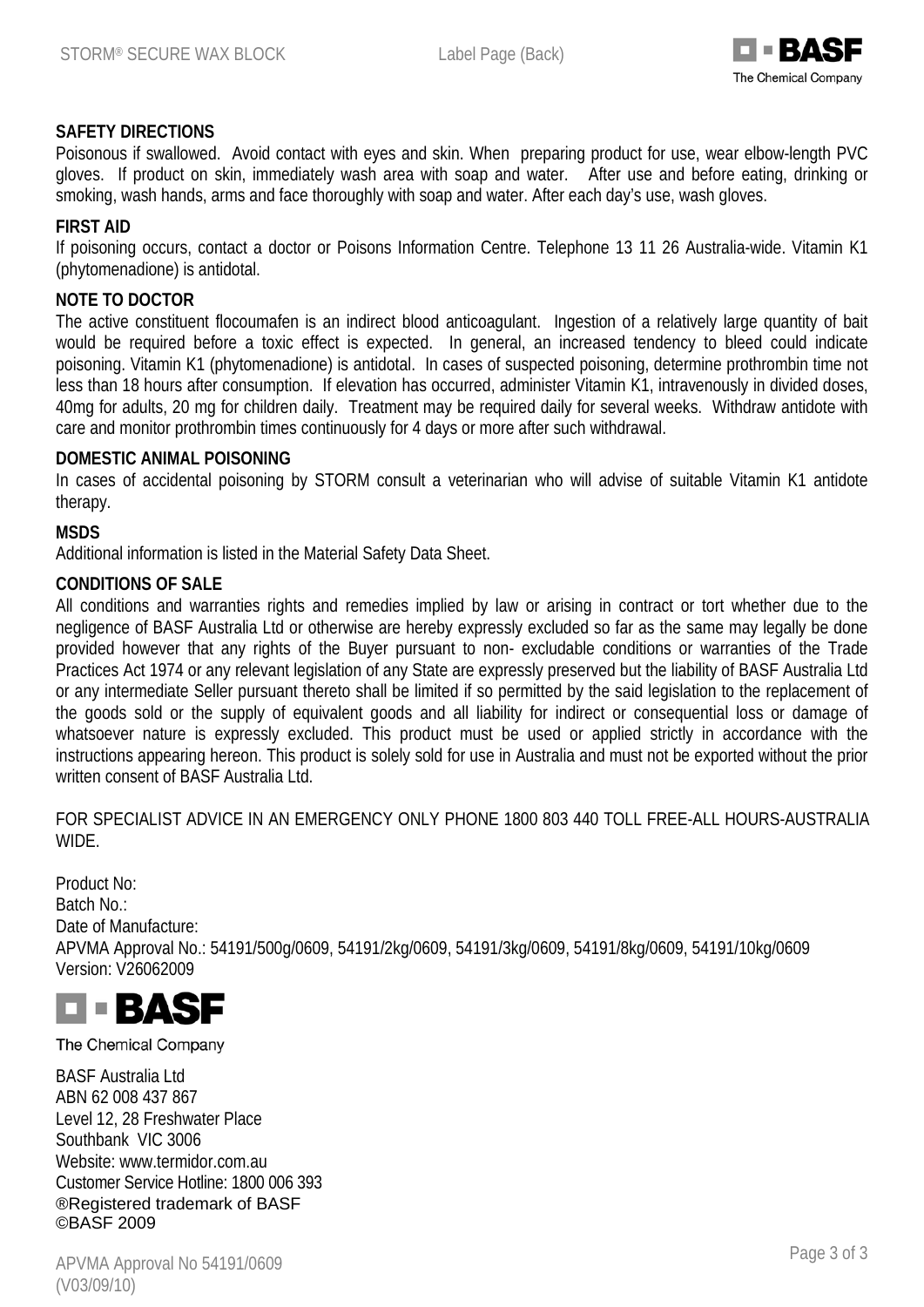## SAFETY DIRECTIONS

Poisonous if swallowed. Avoid contact with eyes and skin. When preparing product for use, wear elbow-length PVC gloves. If product on skin, immediately wash area with soap and water. After use and before eating, drinking or smoking, wash hands, arms and face thoroughly with soap and water. After each day's use, wash gloves.

## FIRST AID

If poisoning occurs, contact a doctor or Poisons Information Centre. Telephone 13 11 26 Australia-wide. Vitamin K1 (phytomenadione) is antidotal.

## NOTE TO DOCTOR

The active constituent flocoumafen is an indirect blood anticoagulant. Ingestion of a relatively large quantity of bait would be required before a toxic effect is expected. In general, an increased tendency to bleed could indicate poisoning. Vitamin K1 (phytomenadione) is antidotal. In cases of suspected poisoning, determine prothrombin time not less than 18 hours after consumption. If elevation has occurred, administer Vitamin K1, intravenously in divided doses, 40mg for adults, 20 mg for children daily. Treatment may be required daily for several weeks. Withdraw antidote with care and monitor prothrombin times continuously for 4 days or more after such withdrawal.

## DOMESTIC ANIMAL POISONING

In cases of accidental poisoning by STORM consult a veterinarian who will advise of suitable Vitamin K1 antidote therapy.

## MSDS

Additional information is listed in the Material Safety Data Sheet.

## CONDITIONS OF SALE

All conditions and warranties rights and remedies implied by law or arising in contract or tort whether due to the negligence of BASF Australia Ltd or otherwise are hereby expressly excluded so far as the same may legally be done provided however that any rights of the Buyer pursuant to non- excludable conditions or warranties of the Trade Practices Act 1974 or any relevant legislation of any State are expressly preserved but the liability of BASF Australia Ltd or any intermediate Seller pursuant thereto shall be limited if so permitted by the said legislation to the replacement of the goods sold or the supply of equivalent goods and all liability for indirect or consequential loss or damage of whatsoever nature is expressly excluded. This product must be used or applied strictly in accordance with the instructions appearing hereon. This product is solely sold for use in Australia and must not be exported without the prior written consent of BASF Australia Ltd.

FOR SPECIALIST ADVICE IN AN EMERGENCY ONLY PHONE 1800 803 440 TOLL FREE-ALL HOURS-AUSTRALIA WIDE.

Product No:
Batch No.:
Date of Manufacture:
APVMA Approval No.: 54191/500g/0609, 54191/2kg/0609, 54191/3kg/0609, 54191/8kg/0609, 54191/10kg/0609
Version: V26062009

BASF
The Chemical Company

BASF Australia Ltd
ABN 62 008 437 867
Level 12, 28 Freshwater Place
Southbank VIC 3006
Website: www.termidor.com.au
Customer Service Hotline: 1800 006 393
®Registered trademark of BASF
©BASF 2009

APVMA Approval No 54191/0609
(V03/09/10)